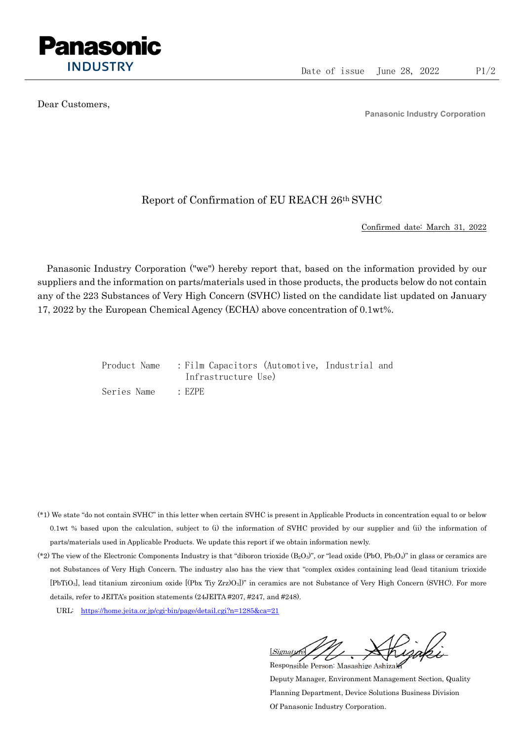**Panasonic**
**INDUSTRY**

Date of issue June 28, 2022

Dear Customers,

**Panasonic Industry Corporation**

# Report of Confirmation of EU REACH 26th SVHC

Confirmed date: March 31, 2022

Panasonic Industry Corporation ("we") hereby report that, based on the information provided by our suppliers and the information on parts/materials used in those products, the products below do not contain any of the 223 Substances of Very High Concern (SVHC) listed on the candidate list updated on January 17, 2022 by the European Chemical Agency (ECHA) above concentration of 0.1wt%.

Product Name : Film Capacitors (Automotive, Industrial and Infrastructure Use)

Series Name : EZPE

(*1) We state "do not contain SVHC" in this letter when certain SVHC is present in Applicable Products in concentration equal to or below 0.1wt % based upon the calculation, subject to (i) the information of SVHC provided by our supplier and (ii) the information of parts/materials used in Applicable Products. We update this report if we obtain information newly.

(*2) The view of the Electronic Components Industry is that "diboron trioxide ($B_2O_3$)", or "lead oxide ($PbO$, $Pb_3O_4$)" in glass or ceramics are not Substances of Very High Concern. The industry also has the view that "complex oxides containing lead (lead titanium trioxide [$PbTiO_3$], lead titanium zirconium oxide [$(Pbx\ Tiy\ Zrz)O_3$])" in ceramics are not Substance of Very High Concern (SVHC). For more details, refer to JEITA's position statements (24JEITA #207, #247, and #248).

URL: https://home.jeita.or.jp/cgi-bin/page/detail.cgi?n=1285&ca=21

[Signature]

Responsible Person: Masashige Ashizaki

Deputy Manager, Environment Management Section, Quality Planning Department, Device Solutions Business Division Of Panasonic Industry Corporation.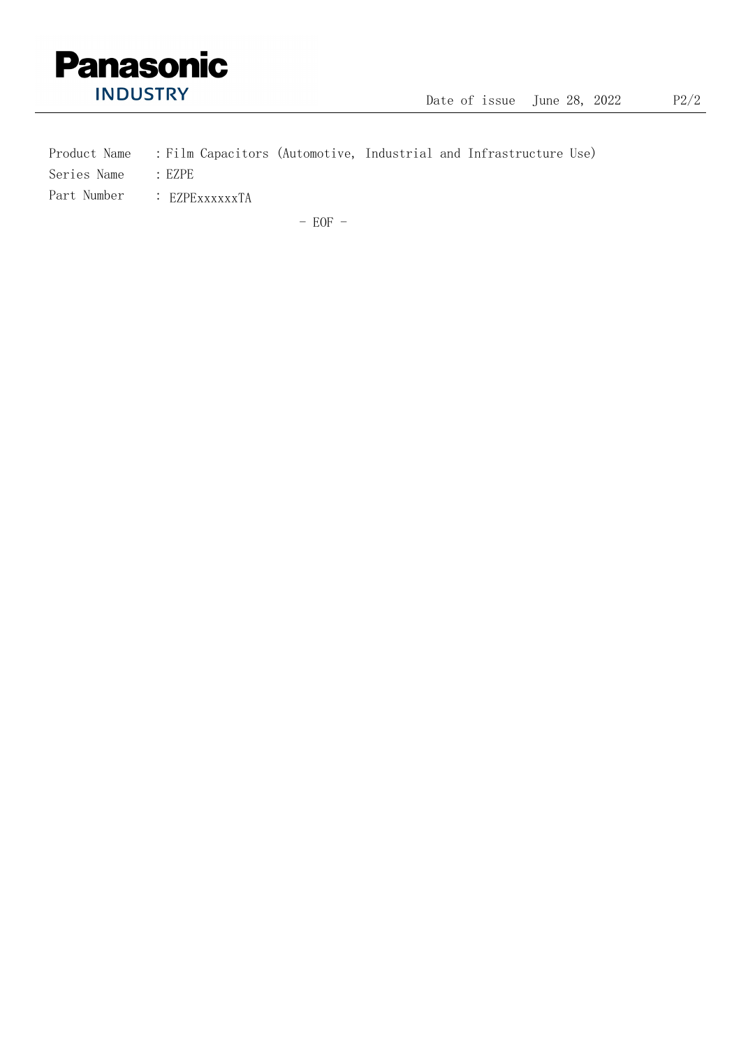Product Name : Film Capacitors (Automotive, Industrial and Infrastructure Use)

Series Name : EZPE

Part Number : EZPExxxxxxTA

\- EOF -